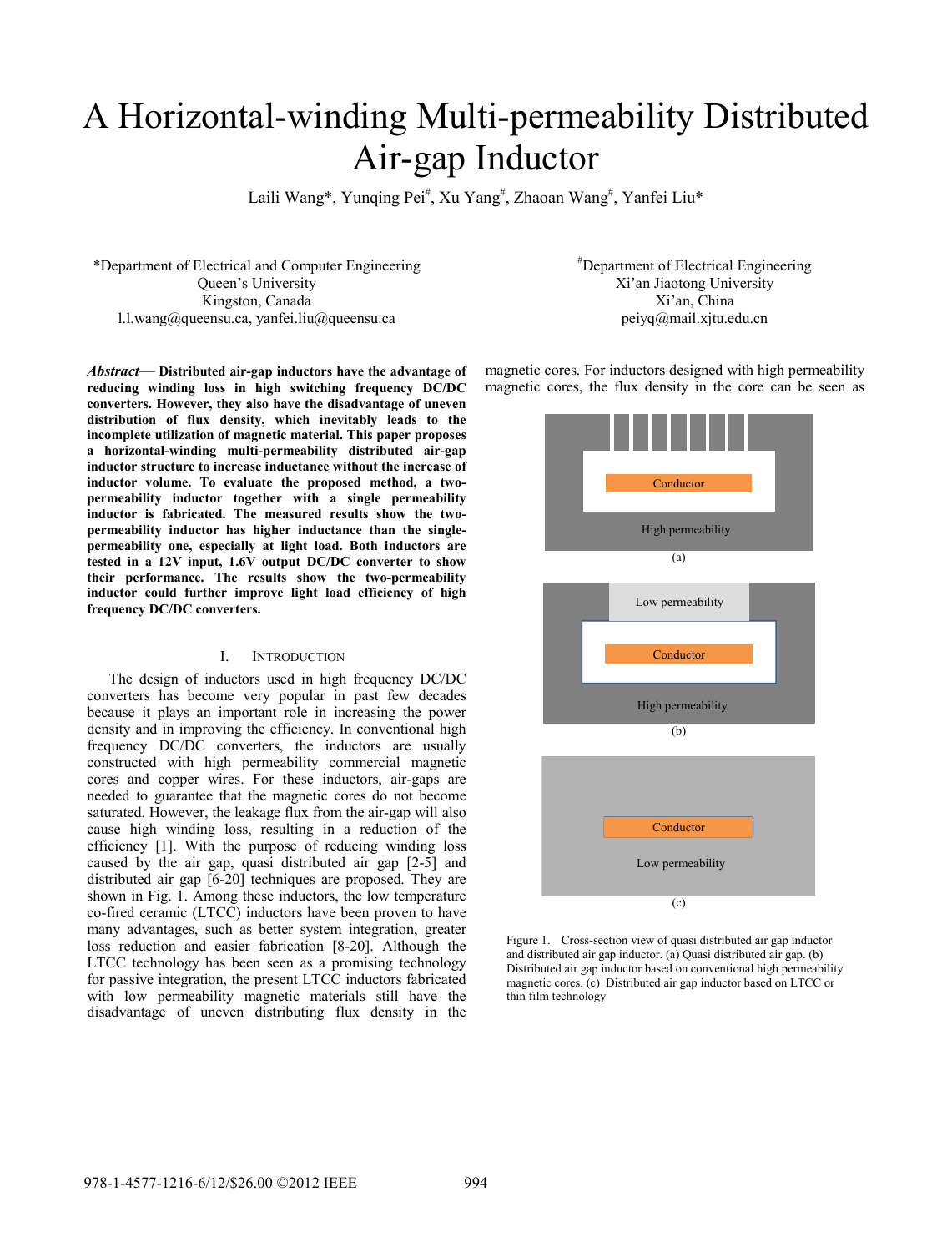# A Horizontal-winding Multi-permeability Distributed Air-gap Inductor

Laili Wang*, Yunqing Pei#, Xu Yang#, Zhaoan Wang#, Yanfei Liu*

*Department of Electrical and Computer Engineering
Queen's University
Kingston, Canada
l.l.wang@queensu.ca, yanfei.liu@queensu.ca

#Department of Electrical Engineering
Xi'an Jiaotong University
Xi'an, China
peiyq@mail.xjtu.edu.cn

***Abstract*— Distributed air-gap inductors have the advantage of reducing winding loss in high switching frequency DC/DC converters. However, they also have the disadvantage of uneven distribution of flux density, which inevitably leads to the incomplete utilization of magnetic material. This paper proposes a horizontal-winding multi-permeability distributed air-gap inductor structure to increase inductance without the increase of inductor volume. To evaluate the proposed method, a two-permeability inductor together with a single permeability inductor is fabricated. The measured results show the two-permeability inductor has higher inductance than the single-permeability one, especially at light load. Both inductors are tested in a 12V input, 1.6V output DC/DC converter to show their performance. The results show the two-permeability inductor could further improve light load efficiency of high frequency DC/DC converters.**

## I. Introduction

The design of inductors used in high frequency DC/DC converters has become very popular in past few decades because it plays an important role in increasing the power density and in improving the efficiency. In conventional high frequency DC/DC converters, the inductors are usually constructed with high permeability commercial magnetic cores and copper wires. For these inductors, air-gaps are needed to guarantee that the magnetic cores do not become saturated. However, the leakage flux from the air-gap will also cause high winding loss, resulting in a reduction of the efficiency [1]. With the purpose of reducing winding loss caused by the air gap, quasi distributed air gap [2-5] and distributed air gap [6-20] techniques are proposed. They are shown in Fig. 1. Among these inductors, the low temperature co-fired ceramic (LTCC) inductors have been proven to have many advantages, such as better system integration, greater loss reduction and easier fabrication [8-20]. Although the LTCC technology has been seen as a promising technology for passive integration, the present LTCC inductors fabricated with low permeability magnetic materials still have the disadvantage of uneven distributing flux density in the magnetic cores. For inductors designed with high permeability magnetic cores, the flux density in the core can be seen as

Figure 1. Cross-section view of quasi distributed air gap inductor and distributed air gap inductor. (a) Quasi distributed air gap. (b) Distributed air gap inductor based on conventional high permeability magnetic cores. (c) Distributed air gap inductor based on LTCC or thin film technology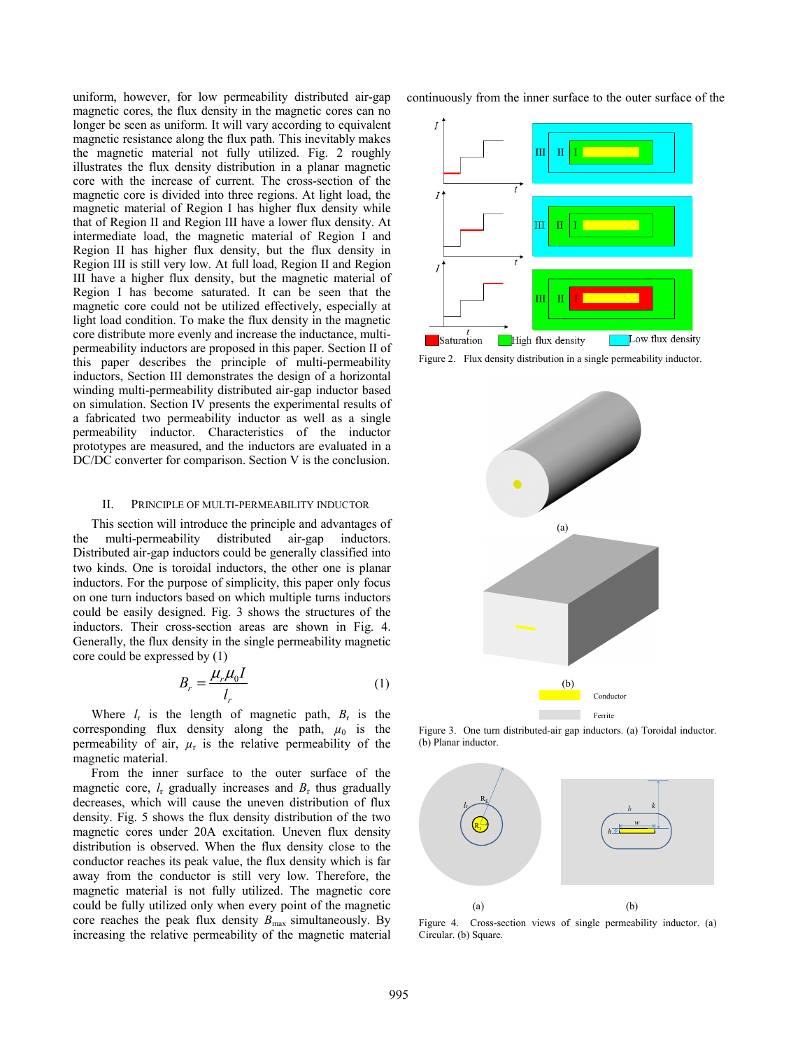uniform, however, for low permeability distributed air-gap magnetic cores, the flux density in the magnetic cores can no longer be seen as uniform. It will vary according to equivalent magnetic resistance along the flux path. This inevitably makes the magnetic material not fully utilized. Fig. 2 roughly illustrates the flux density distribution in a planar magnetic core with the increase of current. The cross-section of the magnetic core is divided into three regions. At light load, the magnetic material of Region I has higher flux density while that of Region II and Region III have a lower flux density. At intermediate load, the magnetic material of Region I and Region II has higher flux density, but the flux density in Region III is still very low. At full load, Region II and Region III have a higher flux density, but the magnetic material of Region I has become saturated. It can be seen that the magnetic core could not be utilized effectively, especially at light load condition. To make the flux density in the magnetic core distribute more evenly and increase the inductance, multi-permeability inductors are proposed in this paper. Section II of this paper describes the principle of multi-permeability inductors, Section III demonstrates the design of a horizontal winding multi-permeability distributed air-gap inductor based on simulation. Section IV presents the experimental results of a fabricated two permeability inductor as well as a single permeability inductor. Characteristics of the inductor prototypes are measured, and the inductors are evaluated in a DC/DC converter for comparison. Section V is the conclusion.

Figure 2. Flux density distribution in a single permeability inductor.

## II. Principle of Multi-Permeability Inductor

This section will introduce the principle and advantages of the multi-permeability distributed air-gap inductors. Distributed air-gap inductors could be generally classified into two kinds. One is toroidal inductors, the other one is planar inductors. For the purpose of simplicity, this paper only focus on one turn inductors based on which multiple turns inductors could be easily designed. Fig. 3 shows the structures of the inductors. Their cross-section areas are shown in Fig. 4. Generally, the flux density in the single permeability magnetic core could be expressed by (1)

$$B_r = \frac{\mu_r \mu_0 I}{l_r} \tag{1}$$

Where $l_r$ is the length of magnetic path, $B_r$ is the corresponding flux density along the path, $\mu_0$ is the permeability of air, $\mu_r$ is the relative permeability of the magnetic material.

From the inner surface to the outer surface of the magnetic core, $l_r$ gradually increases and $B_r$ thus gradually decreases, which will cause the uneven distribution of flux density. Fig. 5 shows the flux density distribution of the two magnetic cores under 20A excitation. Uneven flux density distribution is observed. When the flux density close to the conductor reaches its peak value, the flux density which is far away from the conductor is still very low. Therefore, the magnetic material is not fully utilized. The magnetic core could be fully utilized only when every point of the magnetic core reaches the peak flux density $B_{max}$ simultaneously. By increasing the relative permeability of the magnetic material continuously from the inner surface to the outer surface of the

Figure 3. One turn distributed-air gap inductors. (a) Toroidal inductor. (b) Planar inductor.

Figure 4. Cross-section views of single permeability inductor. (a) Circular. (b) Square.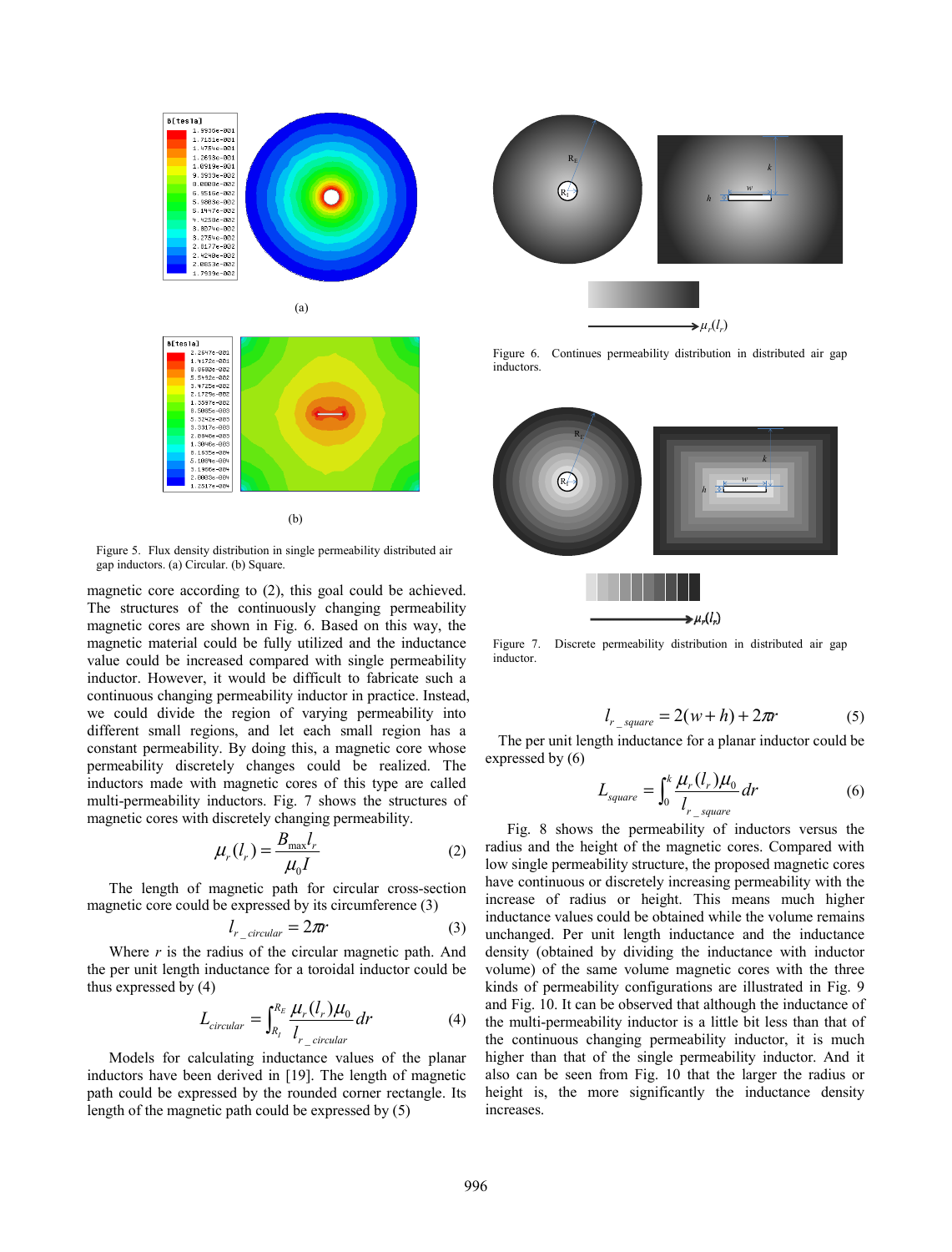Figure 5. Flux density distribution in single permeability distributed air gap inductors. (a) Circular. (b) Square.

magnetic core according to (2), this goal could be achieved. The structures of the continuously changing permeability magnetic cores are shown in Fig. 6. Based on this way, the magnetic material could be fully utilized and the inductance value could be increased compared with single permeability inductor. However, it would be difficult to fabricate such a continuous changing permeability inductor in practice. Instead, we could divide the region of varying permeability into different small regions, and let each small region has a constant permeability. By doing this, a magnetic core whose permeability discretely changes could be realized. The inductors made with magnetic cores of this type are called multi-permeability inductors. Fig. 7 shows the structures of magnetic cores with discretely changing permeability.

$$\mu_r(l_r) = \frac{B_{\max} l_r}{\mu_0 I} \qquad (2)$$

The length of magnetic path for circular cross-section magnetic core could be expressed by its circumference (3)

$$l_{r\_circular} = 2\pi r \qquad (3)$$

Where $r$ is the radius of the circular magnetic path. And the per unit length inductance for a toroidal inductor could be thus expressed by (4)

$$L_{circular} = \int_{R_I}^{R_E} \frac{\mu_r(l_r)\mu_0}{l_{r\_circular}} dr \qquad (4)$$

Models for calculating inductance values of the planar inductors have been derived in [19]. The length of magnetic path could be expressed by the rounded corner rectangle. Its length of the magnetic path could be expressed by (5)

Figure 6. Continues permeability distribution in distributed air gap inductors.

Figure 7. Discrete permeability distribution in distributed air gap inductor.

$$l_{r\_square} = 2(w+h) + 2\pi r \qquad (5)$$

The per unit length inductance for a planar inductor could be expressed by (6)

$$L_{square} = \int_0^k \frac{\mu_r(l_r)\mu_0}{l_{r\_square}} dr \qquad (6)$$

Fig. 8 shows the permeability of inductors versus the radius and the height of the magnetic cores. Compared with low single permeability structure, the proposed magnetic cores have continuous or discretely increasing permeability with the increase of radius or height. This means much higher inductance values could be obtained while the volume remains unchanged. Per unit length inductance and the inductance density (obtained by dividing the inductance with inductor volume) of the same volume magnetic cores with the three kinds of permeability configurations are illustrated in Fig. 9 and Fig. 10. It can be observed that although the inductance of the multi-permeability inductor is a little bit less than that of the continuous changing permeability inductor, it is much higher than that of the single permeability inductor. And it also can be seen from Fig. 10 that the larger the radius or height is, the more significantly the inductance density increases.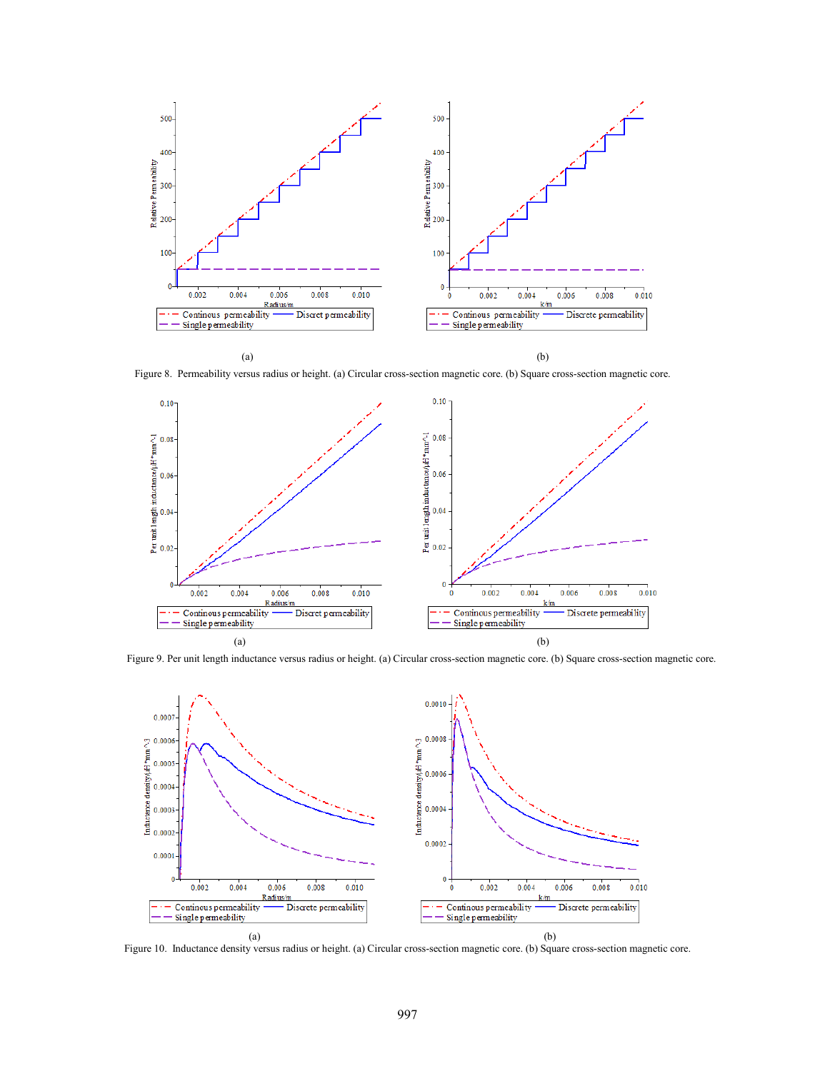(a)

(b)

Figure 8. Permeability versus radius or height. (a) Circular cross-section magnetic core. (b) Square cross-section magnetic core.

(a)

(b)

Figure 9. Per unit length inductance versus radius or height. (a) Circular cross-section magnetic core. (b) Square cross-section magnetic core.

(a)

(b)

Figure 10. Inductance density versus radius or height. (a) Circular cross-section magnetic core. (b) Square cross-section magnetic core.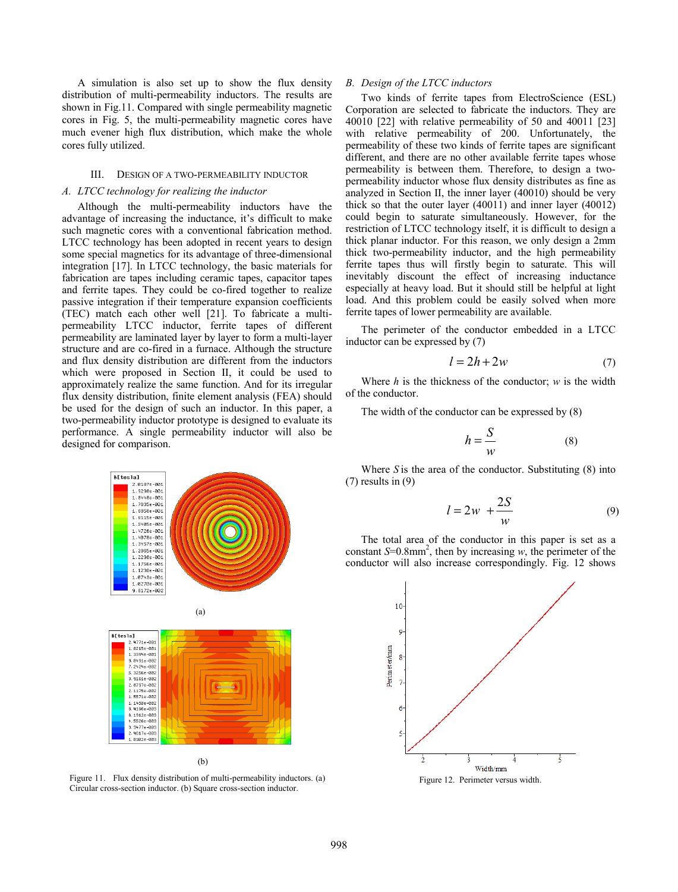A simulation is also set up to show the flux density distribution of multi-permeability inductors. The results are shown in Fig.11. Compared with single permeability magnetic cores in Fig. 5, the multi-permeability magnetic cores have much evener high flux distribution, which make the whole cores fully utilized.

## III. Design of a Two-Permeability Inductor

### A. LTCC technology for realizing the inductor

Although the multi-permeability inductors have the advantage of increasing the inductance, it's difficult to make such magnetic cores with a conventional fabrication method. LTCC technology has been adopted in recent years to design some special magnetics for its advantage of three-dimensional integration [17]. In LTCC technology, the basic materials for fabrication are tapes including ceramic tapes, capacitor tapes and ferrite tapes. They could be co-fired together to realize passive integration if their temperature expansion coefficients (TEC) match each other well [21]. To fabricate a multi-permeability LTCC inductor, ferrite tapes of different permeability are laminated layer by layer to form a multi-layer structure and are co-fired in a furnace. Although the structure and flux density distribution are different from the inductors which were proposed in Section II, it could be used to approximately realize the same function. And for its irregular flux density distribution, finite element analysis (FEA) should be used for the design of such an inductor. In this paper, a two-permeability inductor prototype is designed to evaluate its performance. A single permeability inductor will also be designed for comparison.

Figure 11. Flux density distribution of multi-permeability inductors. (a) Circular cross-section inductor. (b) Square cross-section inductor.

### B. Design of the LTCC inductors

Two kinds of ferrite tapes from ElectroScience (ESL) Corporation are selected to fabricate the inductors. They are 40010 [22] with relative permeability of 50 and 40011 [23] with relative permeability of 200. Unfortunately, the permeability of these two kinds of ferrite tapes are significant different, and there are no other available ferrite tapes whose permeability is between them. Therefore, to design a two-permeability inductor whose flux density distributes as fine as analyzed in Section II, the inner layer (40010) should be very thick so that the outer layer (40011) and inner layer (40012) could begin to saturate simultaneously. However, for the restriction of LTCC technology itself, it is difficult to design a thick planar inductor. For this reason, we only design a 2mm thick two-permeability inductor, and the high permeability ferrite tapes thus will firstly begin to saturate. This will inevitably discount the effect of increasing inductance especially at heavy load. But it should still be helpful at light load. And this problem could be easily solved when more ferrite tapes of lower permeability are available.

The perimeter of the conductor embedded in a LTCC inductor can be expressed by (7)

$$l = 2h + 2w \qquad (7)$$

Where $h$ is the thickness of the conductor; $w$ is the width of the conductor.

The width of the conductor can be expressed by (8)

$$h = \frac{S}{w} \qquad (8)$$

Where $S$ is the area of the conductor. Substituting (8) into (7) results in (9)

$$l = 2w + \frac{2S}{w} \qquad (9)$$

The total area of the conductor in this paper is set as a constant $S$=0.8mm$^2$, then by increasing $w$, the perimeter of the conductor will also increase correspondingly. Fig. 12 shows

Figure 12. Perimeter versus width.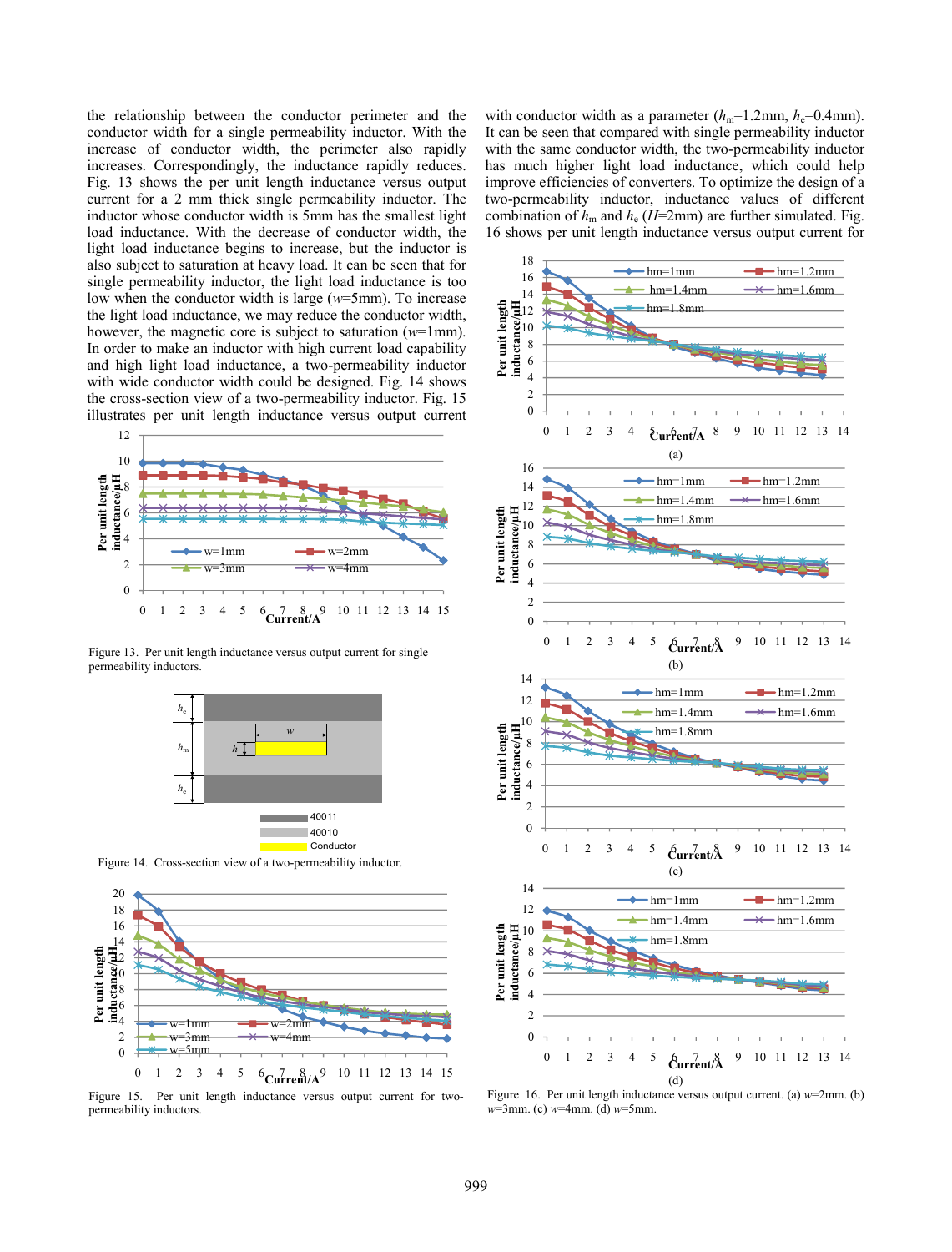the relationship between the conductor perimeter and the conductor width for a single permeability inductor. With the increase of conductor width, the perimeter also rapidly increases. Correspondingly, the inductance rapidly reduces. Fig. 13 shows the per unit length inductance versus output current for a 2 mm thick single permeability inductor. The inductor whose conductor width is 5mm has the smallest light load inductance. With the decrease of conductor width, the light load inductance begins to increase, but the inductor is also subject to saturation at heavy load. It can be seen that for single permeability inductor, the light load inductance is too low when the conductor width is large ($w$=5mm). To increase the light load inductance, we may reduce the conductor width, however, the magnetic core is subject to saturation ($w$=1mm). In order to make an inductor with high current load capability and high light load inductance, a two-permeability inductor with wide conductor width could be designed. Fig. 14 shows the cross-section view of a two-permeability inductor. Fig. 15 illustrates per unit length inductance versus output current with conductor width as a parameter ($h_m$=1.2mm, $h_c$=0.4mm). It can be seen that compared with single permeability inductor with the same conductor width, the two-permeability inductor has much higher light load inductance, which could help improve efficiencies of converters. To optimize the design of a two-permeability inductor, inductance values of different combination of $h_m$ and $h_c$ ($H$=2mm) are further simulated. Fig. 16 shows per unit length inductance versus output current for

Figure 13. Per unit length inductance versus output current for single permeability inductors.

Figure 14. Cross-section view of a two-permeability inductor.

Figure 15. Per unit length inductance versus output current for two-permeability inductors.

Figure 16. Per unit length inductance versus output current. (a) $w$=2mm. (b) $w$=3mm. (c) $w$=4mm. (d) $w$=5mm.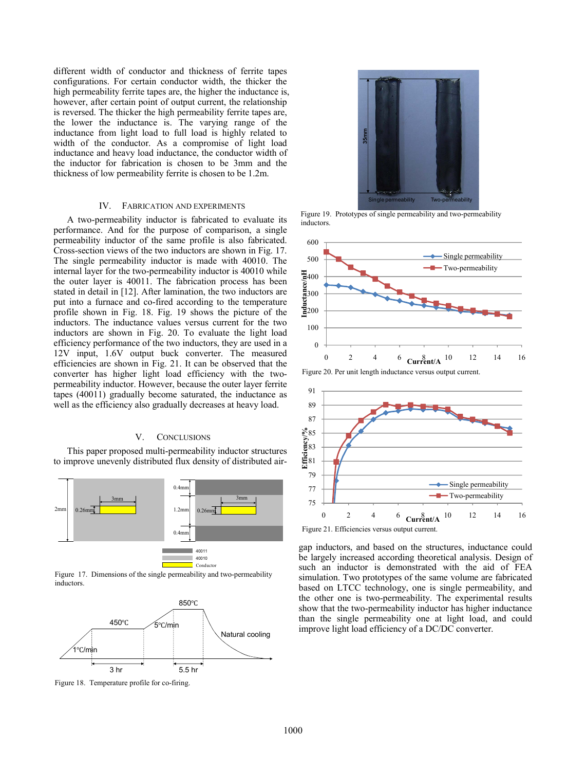different width of conductor and thickness of ferrite tapes configurations. For certain conductor width, the thicker the high permeability ferrite tapes are, the higher the inductance is, however, after certain point of output current, the relationship is reversed. The thicker the high permeability ferrite tapes are, the lower the inductance is. The varying range of the inductance from light load to full load is highly related to width of the conductor. As a compromise of light load inductance and heavy load inductance, the conductor width of the inductor for fabrication is chosen to be 3mm and the thickness of low permeability ferrite is chosen to be 1.2m.

## IV. Fabrication and Experiments

A two-permeability inductor is fabricated to evaluate its performance. And for the purpose of comparison, a single permeability inductor of the same profile is also fabricated. Cross-section views of the two inductors are shown in Fig. 17. The single permeability inductor is made with 40010. The internal layer for the two-permeability inductor is 40010 while the outer layer is 40011. The fabrication process has been stated in detail in [12]. After lamination, the two inductors are put into a furnace and co-fired according to the temperature profile shown in Fig. 18. Fig. 19 shows the picture of the inductors. The inductance values versus current for the two inductors are shown in Fig. 20. To evaluate the light load efficiency performance of the two inductors, they are used in a 12V input, 1.6V output buck converter. The measured efficiencies are shown in Fig. 21. It can be observed that the converter has higher light load efficiency with the two-permeability inductor. However, because the outer layer ferrite tapes (40011) gradually become saturated, the inductance as well as the efficiency also gradually decreases at heavy load.

## V. Conclusions

This paper proposed multi-permeability inductor structures to improve unevenly distributed flux density of distributed air-gap inductors, and based on the structures, inductance could be largely increased according theoretical analysis. Design of such an inductor is demonstrated with the aid of FEA simulation. Two prototypes of the same volume are fabricated based on LTCC technology, one is single permeability, and the other one is two-permeability. The experimental results show that the two-permeability inductor has higher inductance than the single permeability one at light load, and could improve light load efficiency of a DC/DC converter.

Figure 17. Dimensions of the single permeability and two-permeability inductors.

Figure 18. Temperature profile for co-firing.

Figure 19. Prototypes of single permeability and two-permeability inductors.

Figure 20. Per unit length inductance versus output current.

Figure 21. Efficiencies versus output current.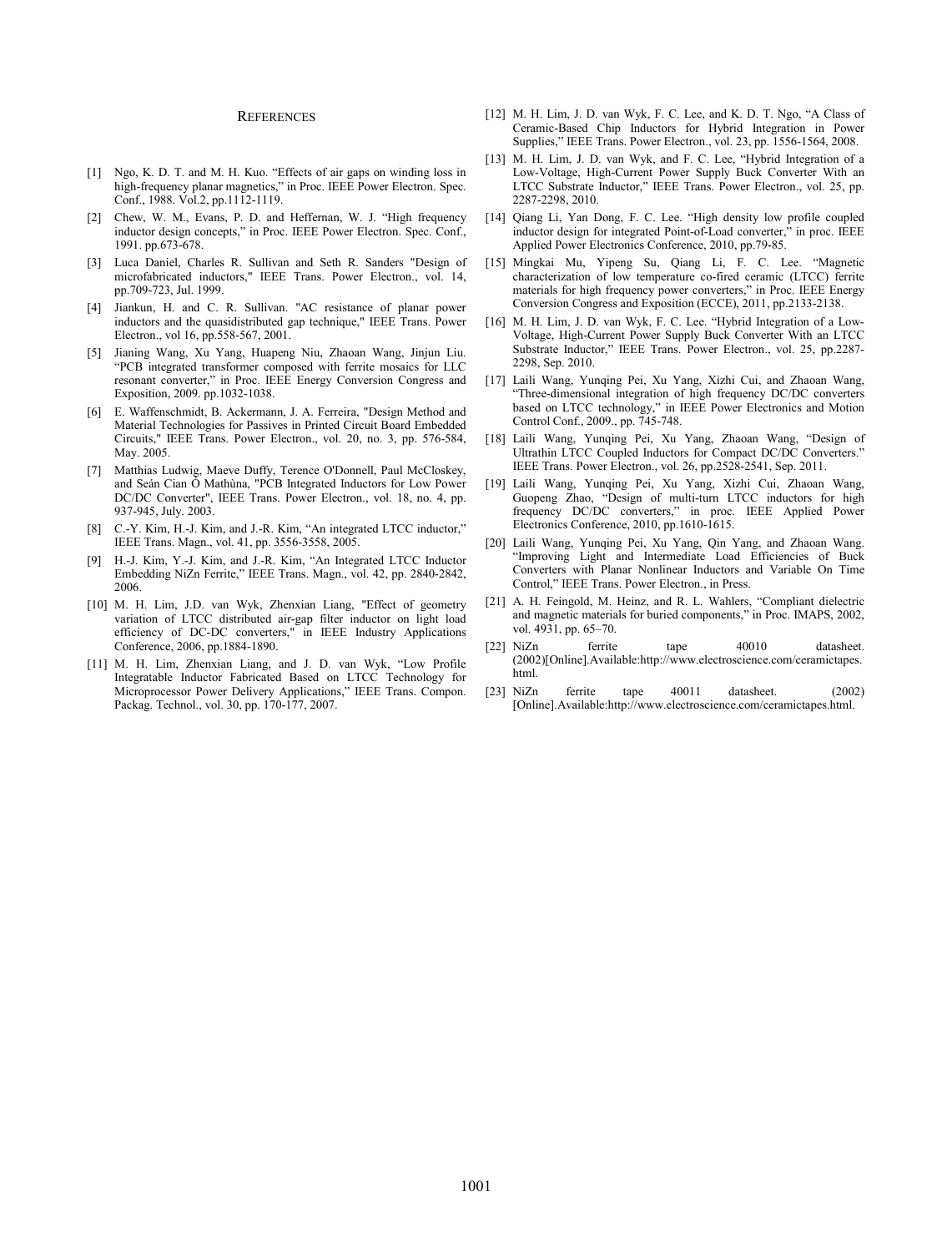## References

[1] Ngo, K. D. T. and M. H. Kuo. "Effects of air gaps on winding loss in high-frequency planar magnetics," in Proc. IEEE Power Electron. Spec. Conf., 1988. Vol.2, pp.1112-1119.

[2] Chew, W. M., Evans, P. D. and Heffernan, W. J. "High frequency inductor design concepts," in Proc. IEEE Power Electron. Spec. Conf., 1991. pp.673-678.

[3] Luca Daniel, Charles R. Sullivan and Seth R. Sanders "Design of microfabricated inductors," IEEE Trans. Power Electron., vol. 14, pp.709-723, Jul. 1999.

[4] Jiankun, H. and C. R. Sullivan. "AC resistance of planar power inductors and the quasidistributed gap technique," IEEE Trans. Power Electron., vol 16, pp.558-567, 2001.

[5] Jianing Wang, Xu Yang, Huapeng Niu, Zhaoan Wang, Jinjun Liu. "PCB integrated transformer composed with ferrite mosaics for LLC resonant converter," in Proc. IEEE Energy Conversion Congress and Exposition, 2009. pp.1032-1038.

[6] E. Waffenschmidt, B. Ackermann, J. A. Ferreira, "Design Method and Material Technologies for Passives in Printed Circuit Board Embedded Circuits," IEEE Trans. Power Electron., vol. 20, no. 3, pp. 576-584, May. 2005.

[7] Matthias Ludwig, Maeve Duffy, Terence O'Donnell, Paul McCloskey, and Seán Cian Ó Mathùna, "PCB Integrated Inductors for Low Power DC/DC Converter", IEEE Trans. Power Electron., vol. 18, no. 4, pp. 937-945, July. 2003.

[8] C.-Y. Kim, H.-J. Kim, and J.-R. Kim, "An integrated LTCC inductor," IEEE Trans. Magn., vol. 41, pp. 3556-3558, 2005.

[9] H.-J. Kim, Y.-J. Kim, and J.-R. Kim, "An Integrated LTCC Inductor Embedding NiZn Ferrite," IEEE Trans. Magn., vol. 42, pp. 2840-2842, 2006.

[10] M. H. Lim, J.D. van Wyk, Zhenxian Liang, "Effect of geometry variation of LTCC distributed air-gap filter inductor on light load efficiency of DC-DC converters," in IEEE Industry Applications Conference, 2006, pp.1884-1890.

[11] M. H. Lim, Zhenxian Liang, and J. D. van Wyk, "Low Profile Integratable Inductor Fabricated Based on LTCC Technology for Microprocessor Power Delivery Applications," IEEE Trans. Compon. Packag. Technol., vol. 30, pp. 170-177, 2007.

[12] M. H. Lim, J. D. van Wyk, F. C. Lee, and K. D. T. Ngo, "A Class of Ceramic-Based Chip Inductors for Hybrid Integration in Power Supplies," IEEE Trans. Power Electron., vol. 23, pp. 1556-1564, 2008.

[13] M. H. Lim, J. D. van Wyk, and F. C. Lee, "Hybrid Integration of a Low-Voltage, High-Current Power Supply Buck Converter With an LTCC Substrate Inductor," IEEE Trans. Power Electron., vol. 25, pp. 2287-2298, 2010.

[14] Qiang Li, Yan Dong, F. C. Lee. "High density low profile coupled inductor design for integrated Point-of-Load converter," in proc. IEEE Applied Power Electronics Conference, 2010, pp.79-85.

[15] Mingkai Mu, Yipeng Su, Qiang Li, F. C. Lee. "Magnetic characterization of low temperature co-fired ceramic (LTCC) ferrite materials for high frequency power converters," in Proc. IEEE Energy Conversion Congress and Exposition (ECCE), 2011, pp.2133-2138.

[16] M. H. Lim, J. D. van Wyk, F. C. Lee. "Hybrid Integration of a Low-Voltage, High-Current Power Supply Buck Converter With an LTCC Substrate Inductor," IEEE Trans. Power Electron., vol. 25, pp.2287-2298, Sep. 2010.

[17] Laili Wang, Yunqing Pei, Xu Yang, Xizhi Cui, and Zhaoan Wang, "Three-dimensional integration of high frequency DC/DC converters based on LTCC technology," in IEEE Power Electronics and Motion Control Conf., 2009., pp. 745-748.

[18] Laili Wang, Yunqing Pei, Xu Yang, Zhaoan Wang, "Design of Ultrathin LTCC Coupled Inductors for Compact DC/DC Converters." IEEE Trans. Power Electron., vol. 26, pp.2528-2541, Sep. 2011.

[19] Laili Wang, Yunqing Pei, Xu Yang, Xizhi Cui, Zhaoan Wang, Guopeng Zhao, "Design of multi-turn LTCC inductors for high frequency DC/DC converters," in proc. IEEE Applied Power Electronics Conference, 2010, pp.1610-1615.

[20] Laili Wang, Yunqing Pei, Xu Yang, Qin Yang, and Zhaoan Wang. "Improving Light and Intermediate Load Efficiencies of Buck Converters with Planar Nonlinear Inductors and Variable On Time Control," IEEE Trans. Power Electron., in Press.

[21] A. H. Feingold, M. Heinz, and R. L. Wahlers, "Compliant dielectric and magnetic materials for buried components," in Proc. IMAPS, 2002, vol. 4931, pp. 65–70.

[22] NiZn ferrite tape 40010 datasheet. (2002)[Online].Available:http://www.electroscience.com/ceramictapes.html.

[23] NiZn ferrite tape 40011 datasheet. (2002) [Online].Available:http://www.electroscience.com/ceramictapes.html.